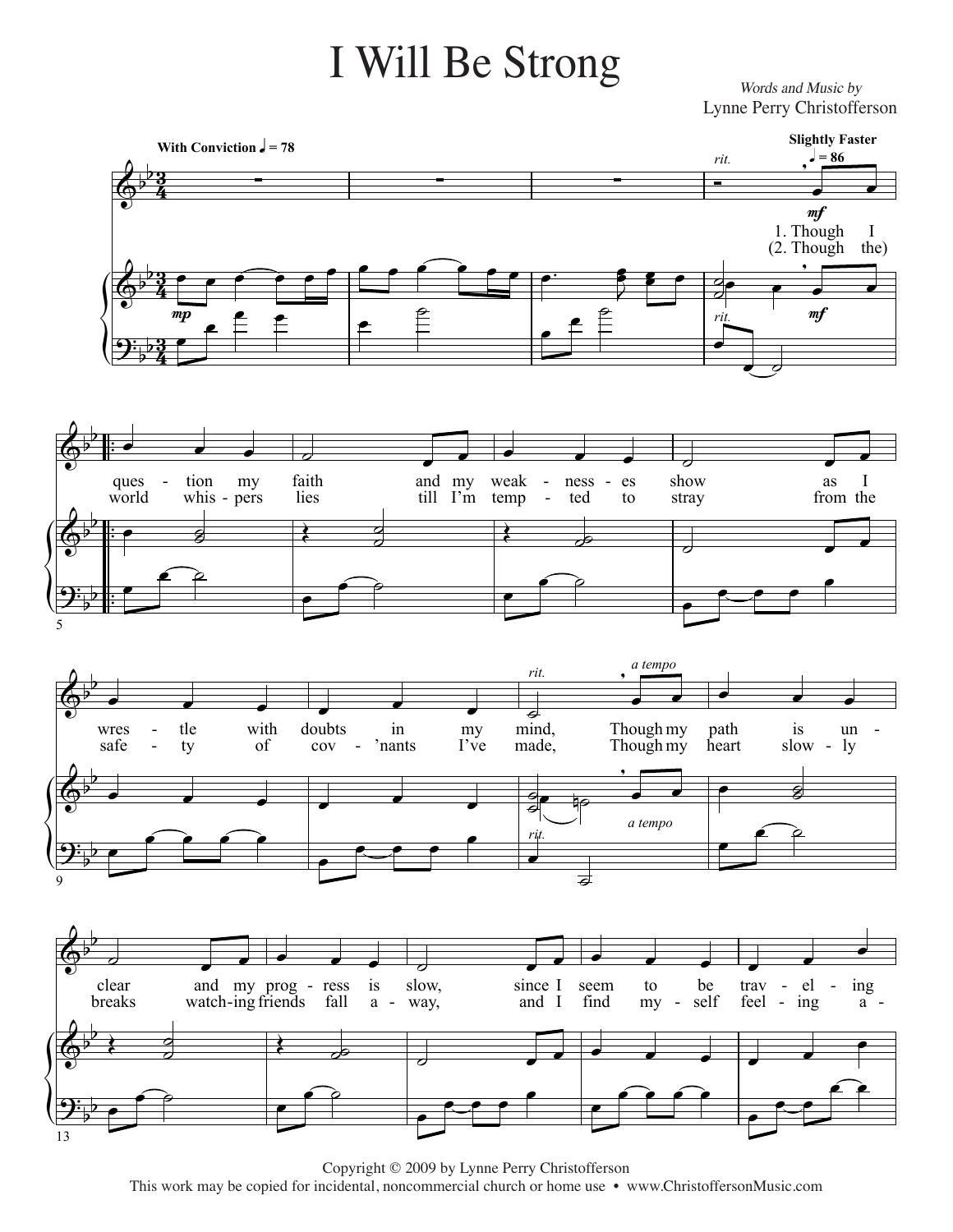# I Will Be Strong

*Words and Music by*
Lynne Perry Christofferson

Copyright © 2009 by Lynne Perry Christofferson
This work may be copied for incidental, noncommercial church or home use • www.ChristoffersonMusic.com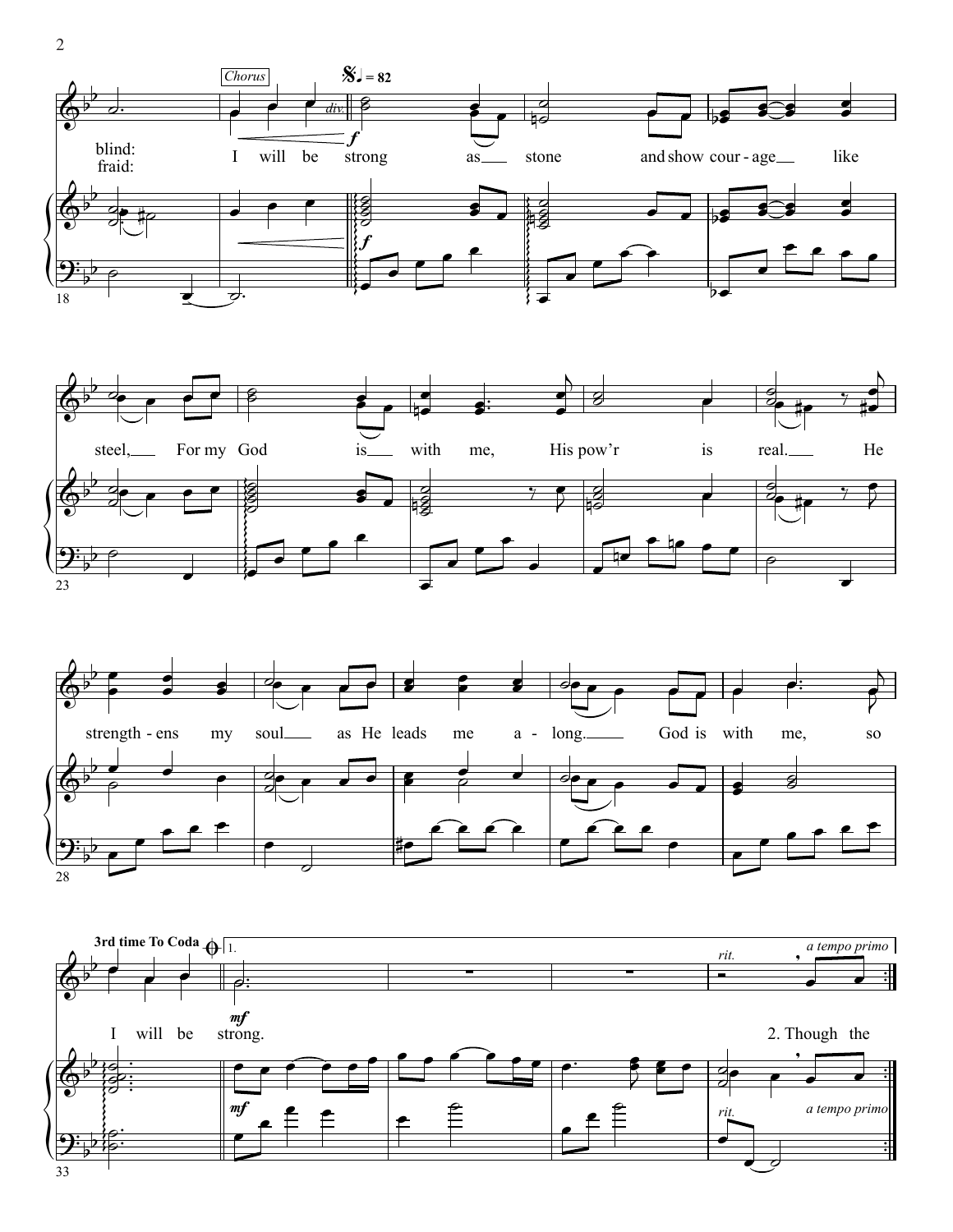Chorus

♩. = 82

blind: / fraid: I will be strong as stone and show cour - age like steel, For my God is with me, His pow'r is real. He strength - ens my soul as He leads me a - long. God is with me, so I will be strong.

3rd time To Coda

1.

*mf*

*rit.* *a tempo primo*

2. Though the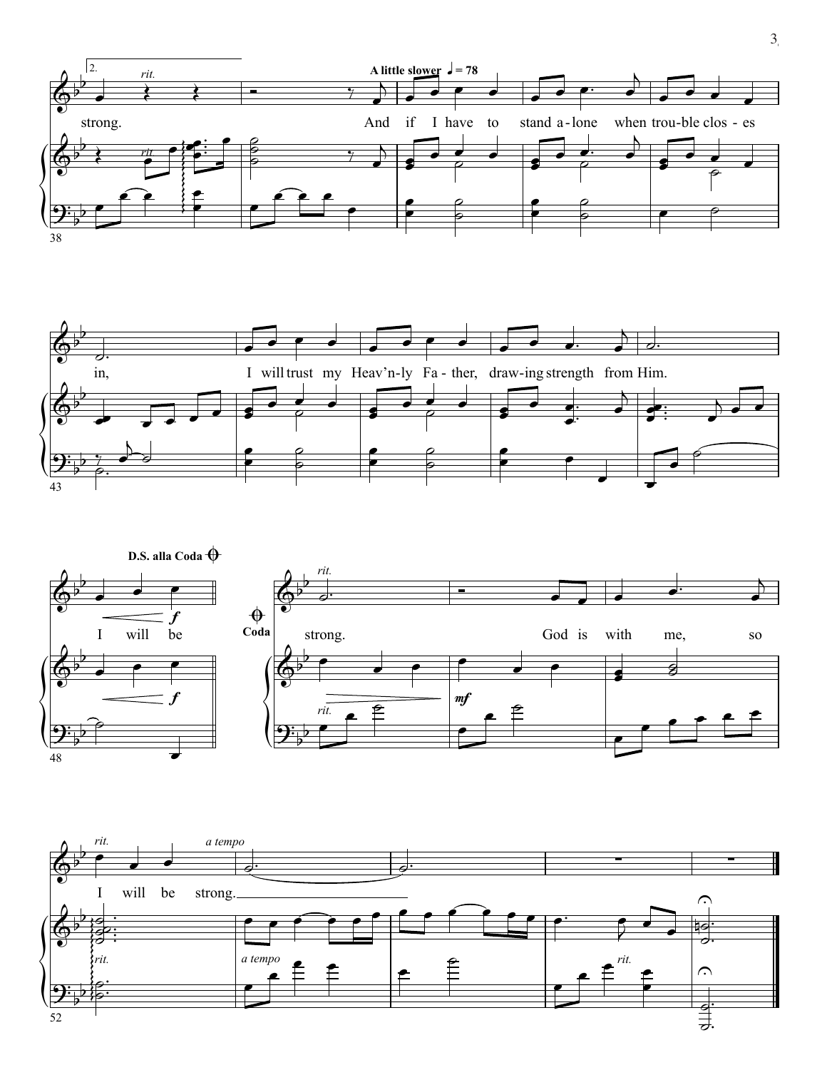2. *rit.*

**A little slower** ♩ = 78

strong. And if I have to stand a-lone when trou-ble clos-es in, I will trust my Heav'n-ly Fa-ther, draw-ing strength from Him.

**D.S. alla Coda**

I will be

**Coda**

*rit.*

strong. God is with me, so

*rit.* *a tempo*

I will be strong.